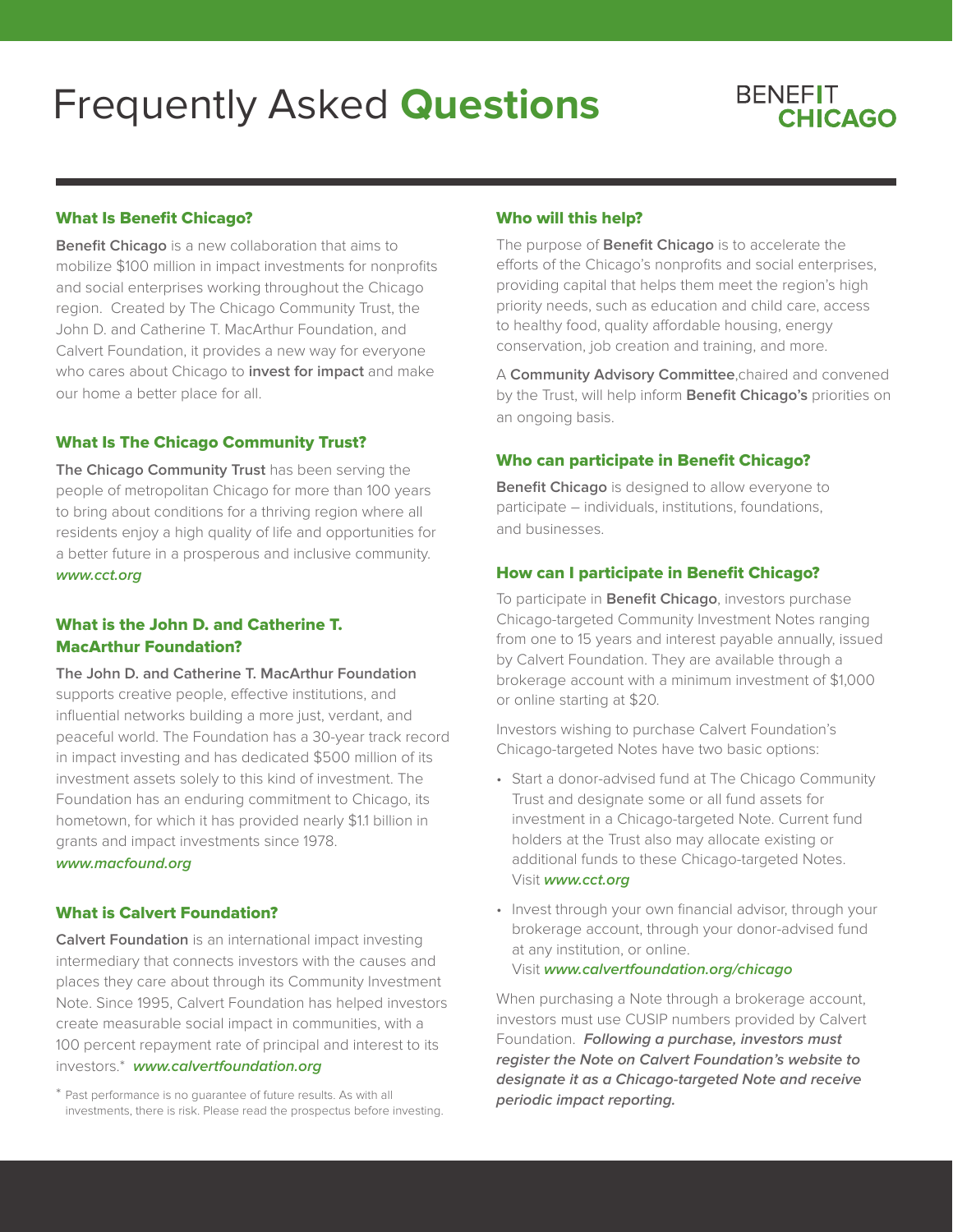# Frequently Asked **Questions**

BENEFIT **CHICAGO**

## What Is Benefit Chicago?

**Benefit Chicago** is a new collaboration that aims to mobilize $100 million in impact investments for nonprofits and social enterprises working throughout the Chicago region. Created by The Chicago Community Trust, the John D. and Catherine T. MacArthur Foundation, and Calvert Foundation, it provides a new way for everyone who cares about Chicago to **invest for impact** and make our home a better place for all.

## What Is The Chicago Community Trust?

**The Chicago Community Trust** has been serving the people of metropolitan Chicago for more than 100 years to bring about conditions for a thriving region where all residents enjoy a high quality of life and opportunities for a better future in a prosperous and inclusive community. ***www.cct.org***

## What is the John D. and Catherine T. MacArthur Foundation?

**The John D. and Catherine T. MacArthur Foundation** supports creative people, effective institutions, and influential networks building a more just, verdant, and peaceful world. The Foundation has a 30-year track record in impact investing and has dedicated $500 million of its investment assets solely to this kind of investment. The Foundation has an enduring commitment to Chicago, its hometown, for which it has provided nearly $1.1 billion in grants and impact investments since 1978. ***www.macfound.org***

## What is Calvert Foundation?

**Calvert Foundation** is an international impact investing intermediary that connects investors with the causes and places they care about through its Community Investment Note. Since 1995, Calvert Foundation has helped investors create measurable social impact in communities, with a 100 percent repayment rate of principal and interest to its investors.* ***www.calvertfoundation.org***

\* Past performance is no guarantee of future results. As with all investments, there is risk. Please read the prospectus before investing.

## Who will this help?

The purpose of **Benefit Chicago** is to accelerate the efforts of the Chicago's nonprofits and social enterprises, providing capital that helps them meet the region's high priority needs, such as education and child care, access to healthy food, quality affordable housing, energy conservation, job creation and training, and more.

A **Community Advisory Committee**,chaired and convened by the Trust, will help inform **Benefit Chicago's** priorities on an ongoing basis.

## Who can participate in Benefit Chicago?

**Benefit Chicago** is designed to allow everyone to participate – individuals, institutions, foundations, and businesses.

## How can I participate in Benefit Chicago?

To participate in **Benefit Chicago**, investors purchase Chicago-targeted Community Investment Notes ranging from one to 15 years and interest payable annually, issued by Calvert Foundation. They are available through a brokerage account with a minimum investment of $1,000 or online starting at $20.

Investors wishing to purchase Calvert Foundation's Chicago-targeted Notes have two basic options:

- Start a donor-advised fund at The Chicago Community Trust and designate some or all fund assets for investment in a Chicago-targeted Note. Current fund holders at the Trust also may allocate existing or additional funds to these Chicago-targeted Notes. Visit ***www.cct.org***
- Invest through your own financial advisor, through your brokerage account, through your donor-advised fund at any institution, or online. Visit ***www.calvertfoundation.org/chicago***

When purchasing a Note through a brokerage account, investors must use CUSIP numbers provided by Calvert Foundation. ***Following a purchase, investors must register the Note on Calvert Foundation's website to designate it as a Chicago-targeted Note and receive periodic impact reporting.***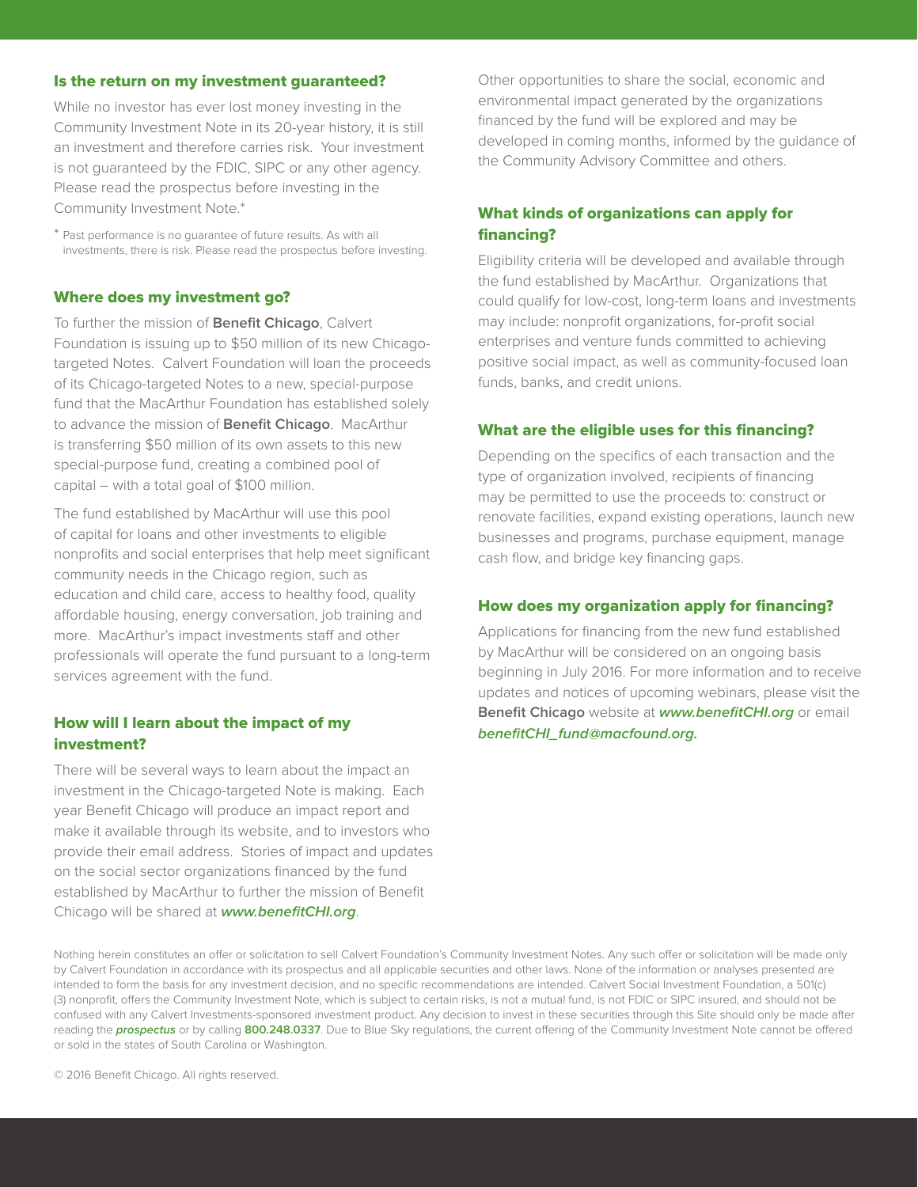### Is the return on my investment guaranteed?

While no investor has ever lost money investing in the Community Investment Note in its 20-year history, it is still an investment and therefore carries risk. Your investment is not guaranteed by the FDIC, SIPC or any other agency. Please read the prospectus before investing in the Community Investment Note.*

* Past performance is no guarantee of future results. As with all investments, there is risk. Please read the prospectus before investing.

### Where does my investment go?

To further the mission of **Benefit Chicago**, Calvert Foundation is issuing up to $50 million of its new Chicago-targeted Notes. Calvert Foundation will loan the proceeds of its Chicago-targeted Notes to a new, special-purpose fund that the MacArthur Foundation has established solely to advance the mission of **Benefit Chicago**. MacArthur is transferring $50 million of its own assets to this new special-purpose fund, creating a combined pool of capital – with a total goal of $100 million.

The fund established by MacArthur will use this pool of capital for loans and other investments to eligible nonprofits and social enterprises that help meet significant community needs in the Chicago region, such as education and child care, access to healthy food, quality affordable housing, energy conversation, job training and more. MacArthur's impact investments staff and other professionals will operate the fund pursuant to a long-term services agreement with the fund.

### How will I learn about the impact of my investment?

There will be several ways to learn about the impact an investment in the Chicago-targeted Note is making. Each year Benefit Chicago will produce an impact report and make it available through its website, and to investors who provide their email address. Stories of impact and updates on the social sector organizations financed by the fund established by MacArthur to further the mission of Benefit Chicago will be shared at ***www.benefitCHI.org***.

Other opportunities to share the social, economic and environmental impact generated by the organizations financed by the fund will be explored and may be developed in coming months, informed by the guidance of the Community Advisory Committee and others.

### What kinds of organizations can apply for financing?

Eligibility criteria will be developed and available through the fund established by MacArthur. Organizations that could qualify for low-cost, long-term loans and investments may include: nonprofit organizations, for-profit social enterprises and venture funds committed to achieving positive social impact, as well as community-focused loan funds, banks, and credit unions.

### What are the eligible uses for this financing?

Depending on the specifics of each transaction and the type of organization involved, recipients of financing may be permitted to use the proceeds to: construct or renovate facilities, expand existing operations, launch new businesses and programs, purchase equipment, manage cash flow, and bridge key financing gaps.

### How does my organization apply for financing?

Applications for financing from the new fund established by MacArthur will be considered on an ongoing basis beginning in July 2016. For more information and to receive updates and notices of upcoming webinars, please visit the **Benefit Chicago** website at ***www.benefitCHI.org*** or email ***benefitCHI_fund@macfound.org.***

Nothing herein constitutes an offer or solicitation to sell Calvert Foundation's Community Investment Notes. Any such offer or solicitation will be made only by Calvert Foundation in accordance with its prospectus and all applicable securities and other laws. None of the information or analyses presented are intended to form the basis for any investment decision, and no specific recommendations are intended. Calvert Social Investment Foundation, a 501(c)(3) nonprofit, offers the Community Investment Note, which is subject to certain risks, is not a mutual fund, is not FDIC or SIPC insured, and should not be confused with any Calvert Investments-sponsored investment product. Any decision to invest in these securities through this Site should only be made after reading the ***prospectus*** or by calling **800.248.0337**. Due to Blue Sky regulations, the current offering of the Community Investment Note cannot be offered or sold in the states of South Carolina or Washington.

© 2016 Benefit Chicago. All rights reserved.